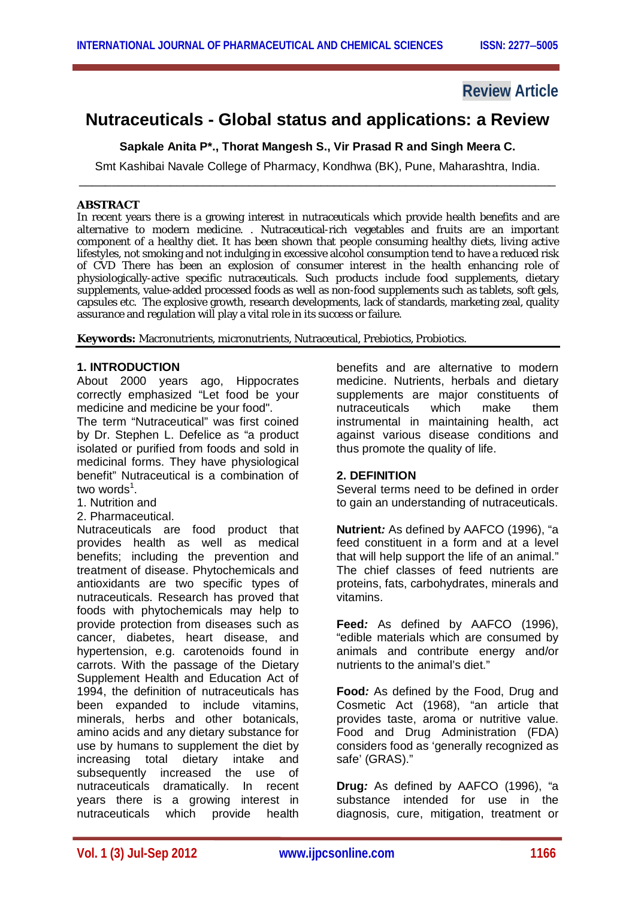Review Article

# Nutraceuticals - Global status and applications: a Review

**Sapkale Anita P*., Thorat Mangesh S., Vir Prasad R and Singh Meera C.**

Smt Kashibai Navale College of Pharmacy, Kondhwa (BK), Pune, Maharashtra, India.

## ABSTRACT

In recent years there is a growing interest in nutraceuticals which provide health benefits and are alternative to modern medicine. . Nutraceutical-rich vegetables and fruits are an important component of a healthy diet. It has been shown that people consuming healthy diets, living active lifestyles, not smoking and not indulging in excessive alcohol consumption tend to have a reduced risk of CVD There has been an explosion of consumer interest in the health enhancing role of physiologically-active specific nutraceuticals. Such products include food supplements, dietary supplements, value-added processed foods as well as non-food supplements such as tablets, soft gels, capsules etc. The explosive growth, research developments, lack of standards, marketing zeal, quality assurance and regulation will play a vital role in its success or failure.

**Keywords:** Macronutrients, micronutrients, Nutraceutical, Prebiotics, Probiotics.

## 1. INTRODUCTION

About 2000 years ago, Hippocrates correctly emphasized "Let food be your medicine and medicine be your food".

The term "Nutraceutical" was first coined by Dr. Stephen L. Defelice as "a product isolated or purified from foods and sold in medicinal forms. They have physiological benefit" Nutraceutical is a combination of two words[1].

1. Nutrition and
2. Pharmaceutical.

Nutraceuticals are food product that provides health as well as medical benefits; including the prevention and treatment of disease. Phytochemicals and antioxidants are two specific types of nutraceuticals. Research has proved that foods with phytochemicals may help to provide protection from diseases such as cancer, diabetes, heart disease, and hypertension, e.g. carotenoids found in carrots. With the passage of the Dietary Supplement Health and Education Act of 1994, the definition of nutraceuticals has been expanded to include vitamins, minerals, herbs and other botanicals, amino acids and any dietary substance for use by humans to supplement the diet by increasing total dietary intake and subsequently increased the use of nutraceuticals dramatically. In recent years there is a growing interest in nutraceuticals which provide health benefits and are alternative to modern medicine. Nutrients, herbals and dietary supplements are major constituents of nutraceuticals which make them instrumental in maintaining health, act against various disease conditions and thus promote the quality of life.

## 2. DEFINITION

Several terms need to be defined in order to gain an understanding of nutraceuticals.

**Nutrient***:* As defined by AAFCO (1996), "a feed constituent in a form and at a level that will help support the life of an animal." The chief classes of feed nutrients are proteins, fats, carbohydrates, minerals and vitamins.

**Feed***:* As defined by AAFCO (1996), "edible materials which are consumed by animals and contribute energy and/or nutrients to the animal's diet."

**Food***:* As defined by the Food, Drug and Cosmetic Act (1968), "an article that provides taste, aroma or nutritive value. Food and Drug Administration (FDA) considers food as 'generally recognized as safe' (GRAS)."

**Drug***:* As defined by AAFCO (1996), "a substance intended for use in the diagnosis, cure, mitigation, treatment or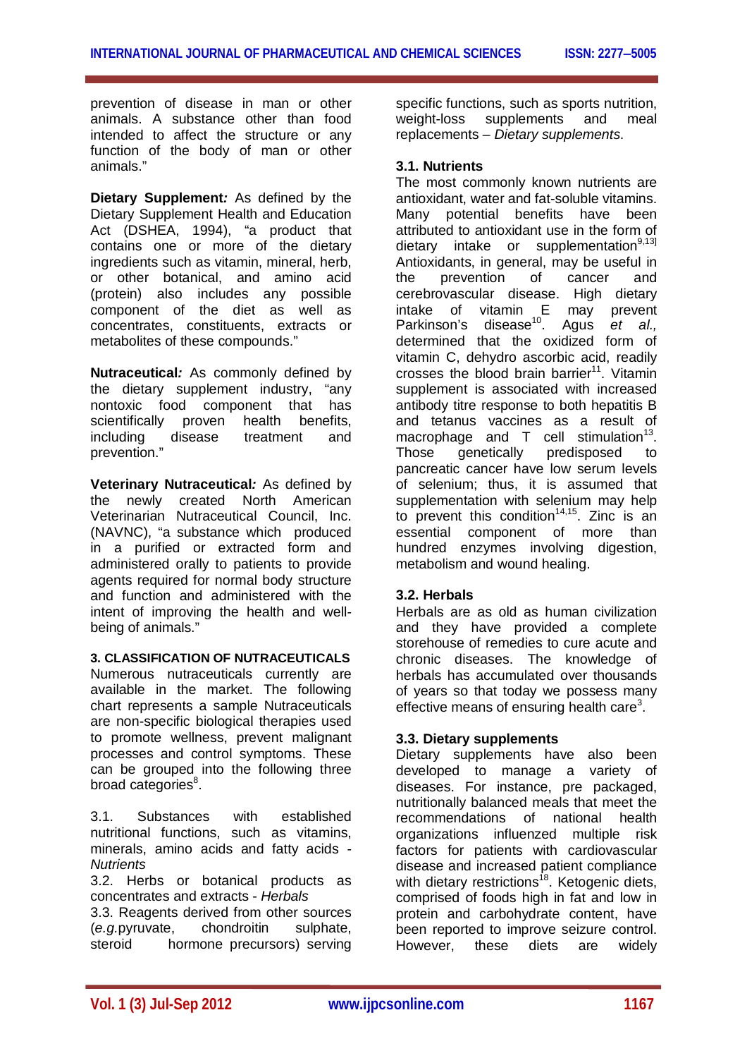prevention of disease in man or other animals. A substance other than food intended to affect the structure or any function of the body of man or other animals."

**Dietary Supplement***:* As defined by the Dietary Supplement Health and Education Act (DSHEA, 1994), "a product that contains one or more of the dietary ingredients such as vitamin, mineral, herb, or other botanical, and amino acid (protein) also includes any possible component of the diet as well as concentrates, constituents, extracts or metabolites of these compounds."

**Nutraceutical***:* As commonly defined by the dietary supplement industry, "any nontoxic food component that has scientifically proven health benefits, including disease treatment and prevention."

**Veterinary Nutraceutical***:* As defined by the newly created North American Veterinarian Nutraceutical Council, Inc. (NAVNC), "a substance which produced in a purified or extracted form and administered orally to patients to provide agents required for normal body structure and function and administered with the intent of improving the health and well-being of animals."

### 3. CLASSIFICATION OF NUTRACEUTICALS

Numerous nutraceuticals currently are available in the market. The following chart represents a sample Nutraceuticals are non-specific biological therapies used to promote wellness, prevent malignant processes and control symptoms. These can be grouped into the following three broad categories[8].

3.1. Substances with established nutritional functions, such as vitamins, minerals, amino acids and fatty acids - *Nutrients*
3.2. Herbs or botanical products as concentrates and extracts - *Herbals*
3.3. Reagents derived from other sources (*e.g.*pyruvate, chondroitin sulphate, steroid hormone precursors) serving specific functions, such as sports nutrition, weight-loss supplements and meal replacements – *Dietary supplements*.

#### 3.1. Nutrients

The most commonly known nutrients are antioxidant, water and fat-soluble vitamins. Many potential benefits have been attributed to antioxidant use in the form of dietary intake or supplementation[9,13] Antioxidants, in general, may be useful in the prevention of cancer and cerebrovascular disease. High dietary intake of vitamin E may prevent Parkinson's disease[10]. Agus *et al.,* determined that the oxidized form of vitamin C, dehydro ascorbic acid, readily crosses the blood brain barrier[11]. Vitamin supplement is associated with increased antibody titre response to both hepatitis B and tetanus vaccines as a result of macrophage and T cell stimulation[13]. Those genetically predisposed to pancreatic cancer have low serum levels of selenium; thus, it is assumed that supplementation with selenium may help to prevent this condition[14,15]. Zinc is an essential component of more than hundred enzymes involving digestion, metabolism and wound healing.

#### 3.2. Herbals

Herbals are as old as human civilization and they have provided a complete storehouse of remedies to cure acute and chronic diseases. The knowledge of herbals has accumulated over thousands of years so that today we possess many effective means of ensuring health care[3].

#### 3.3. Dietary supplements

Dietary supplements have also been developed to manage a variety of diseases. For instance, pre packaged, nutritionally balanced meals that meet the recommendations of national health organizations influenzed multiple risk factors for patients with cardiovascular disease and increased patient compliance with dietary restrictions[18]. Ketogenic diets, comprised of foods high in fat and low in protein and carbohydrate content, have been reported to improve seizure control. However, these diets are widely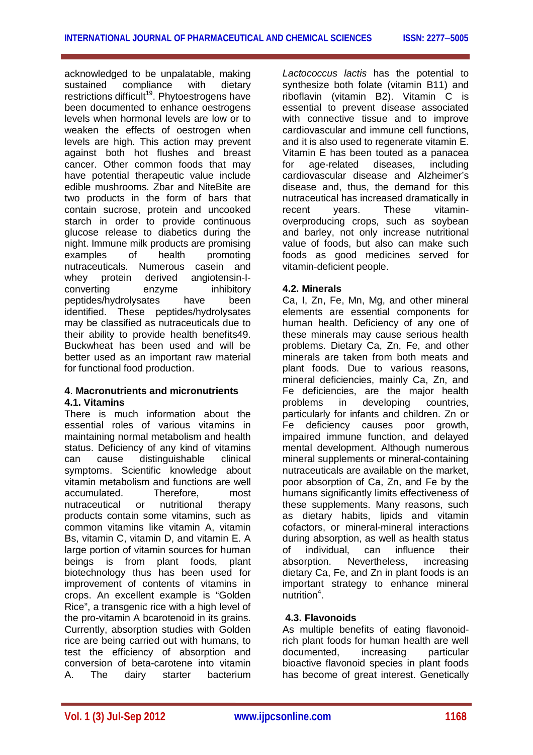acknowledged to be unpalatable, making sustained compliance with dietary restrictions difficult[19]. Phytoestrogens have been documented to enhance oestrogens levels when hormonal levels are low or to weaken the effects of oestrogen when levels are high. This action may prevent against both hot flushes and breast cancer. Other common foods that may have potential therapeutic value include edible mushrooms. Zbar and NiteBite are two products in the form of bars that contain sucrose, protein and uncooked starch in order to provide continuous glucose release to diabetics during the night. Immune milk products are promising examples of health promoting nutraceuticals. Numerous casein and whey protein derived angiotensin-I-converting enzyme inhibitory peptides/hydrolysates have been identified. These peptides/hydrolysates may be classified as nutraceuticals due to their ability to provide health benefits49. Buckwheat has been used and will be better used as an important raw material for functional food production.

## 4. Macronutrients and micronutrients

### 4.1. Vitamins

There is much information about the essential roles of various vitamins in maintaining normal metabolism and health status. Deficiency of any kind of vitamins can cause distinguishable clinical symptoms. Scientific knowledge about vitamin metabolism and functions are well accumulated. Therefore, most nutraceutical or nutritional therapy products contain some vitamins, such as common vitamins like vitamin A, vitamin Bs, vitamin C, vitamin D, and vitamin E. A large portion of vitamin sources for human beings is from plant foods, plant biotechnology thus has been used for improvement of contents of vitamins in crops. An excellent example is "Golden Rice", a transgenic rice with a high level of the pro-vitamin A bcarotenoid in its grains. Currently, absorption studies with Golden rice are being carried out with humans, to test the efficiency of absorption and conversion of beta-carotene into vitamin A. The dairy starter bacterium *Lactococcus lactis* has the potential to synthesize both folate (vitamin B11) and riboflavin (vitamin B2). Vitamin C is essential to prevent disease associated with connective tissue and to improve cardiovascular and immune cell functions, and it is also used to regenerate vitamin E. Vitamin E has been touted as a panacea for age-related diseases, including cardiovascular disease and Alzheimer's disease and, thus, the demand for this nutraceutical has increased dramatically in recent years. These vitamin-overproducing crops, such as soybean and barley, not only increase nutritional value of foods, but also can make such foods as good medicines served for vitamin-deficient people.

### 4.2. Minerals

Ca, I, Zn, Fe, Mn, Mg, and other mineral elements are essential components for human health. Deficiency of any one of these minerals may cause serious health problems. Dietary Ca, Zn, Fe, and other minerals are taken from both meats and plant foods. Due to various reasons, mineral deficiencies, mainly Ca, Zn, and Fe deficiencies, are the major health problems in developing countries, particularly for infants and children. Zn or Fe deficiency causes poor growth, impaired immune function, and delayed mental development. Although numerous mineral supplements or mineral-containing nutraceuticals are available on the market, poor absorption of Ca, Zn, and Fe by the humans significantly limits effectiveness of these supplements. Many reasons, such as dietary habits, lipids and vitamin cofactors, or mineral-mineral interactions during absorption, as well as health status of individual, can influence their absorption. Nevertheless, increasing dietary Ca, Fe, and Zn in plant foods is an important strategy to enhance mineral nutrition[4].

### 4.3. Flavonoids

As multiple benefits of eating flavonoid-rich plant foods for human health are well documented, increasing particular bioactive flavonoid species in plant foods has become of great interest. Genetically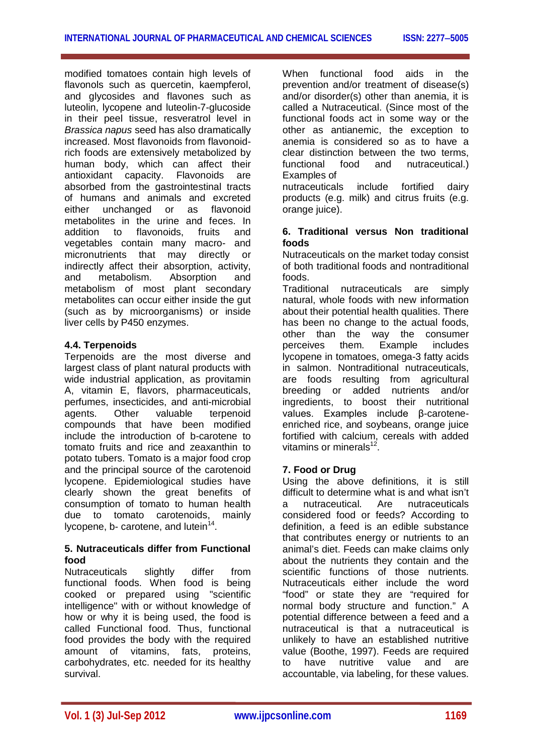modified tomatoes contain high levels of flavonols such as quercetin, kaempferol, and glycosides and flavones such as luteolin, lycopene and luteolin-7-glucoside in their peel tissue, resveratrol level in *Brassica napus* seed has also dramatically increased. Most flavonoids from flavonoid-rich foods are extensively metabolized by human body, which can affect their antioxidant capacity. Flavonoids are absorbed from the gastrointestinal tracts of humans and animals and excreted either unchanged or as flavonoid metabolites in the urine and feces. In addition to flavonoids, fruits and vegetables contain many macro- and micronutrients that may directly or indirectly affect their absorption, activity, and metabolism. Absorption and metabolism of most plant secondary metabolites can occur either inside the gut (such as by microorganisms) or inside liver cells by P450 enzymes.

### 4.4. Terpenoids

Terpenoids are the most diverse and largest class of plant natural products with wide industrial application, as provitamin A, vitamin E, flavors, pharmaceuticals, perfumes, insecticides, and anti-microbial agents. Other valuable terpenoid compounds that have been modified include the introduction of b-carotene to tomato fruits and rice and zeaxanthin to potato tubers. Tomato is a major food crop and the principal source of the carotenoid lycopene. Epidemiological studies have clearly shown the great benefits of consumption of tomato to human health due to tomato carotenoids, mainly lycopene, b- carotene, and lutein[14].

## 5. Nutraceuticals differ from Functional food

Nutraceuticals slightly differ from functional foods. When food is being cooked or prepared using "scientific intelligence" with or without knowledge of how or why it is being used, the food is called Functional food. Thus, functional food provides the body with the required amount of vitamins, fats, proteins, carbohydrates, etc. needed for its healthy survival.

When functional food aids in the prevention and/or treatment of disease(s) and/or disorder(s) other than anemia, it is called a Nutraceutical. (Since most of the functional foods act in some way or the other as antianemic, the exception to anemia is considered so as to have a clear distinction between the two terms, functional food and nutraceutical.) Examples of
nutraceuticals include fortified dairy products (e.g. milk) and citrus fruits (e.g. orange juice).

## 6. Traditional versus Non traditional foods

Nutraceuticals on the market today consist of both traditional foods and nontraditional foods.

Traditional nutraceuticals are simply natural, whole foods with new information about their potential health qualities. There has been no change to the actual foods, other than the way the consumer perceives them. Example includes lycopene in tomatoes, omega-3 fatty acids in salmon. Nontraditional nutraceuticals, are foods resulting from agricultural breeding or added nutrients and/or ingredients, to boost their nutritional values. Examples include β-carotene-enriched rice, and soybeans, orange juice fortified with calcium, cereals with added vitamins or minerals[12].

## 7. Food or Drug

Using the above definitions, it is still difficult to determine what is and what isn't a nutraceutical. Are nutraceuticals considered food or feeds? According to definition, a feed is an edible substance that contributes energy or nutrients to an animal's diet. Feeds can make claims only about the nutrients they contain and the scientific functions of those nutrients. Nutraceuticals either include the word "food" or state they are "required for normal body structure and function." A potential difference between a feed and a nutraceutical is that a nutraceutical is unlikely to have an established nutritive value (Boothe, 1997). Feeds are required to have nutritive value and are accountable, via labeling, for these values.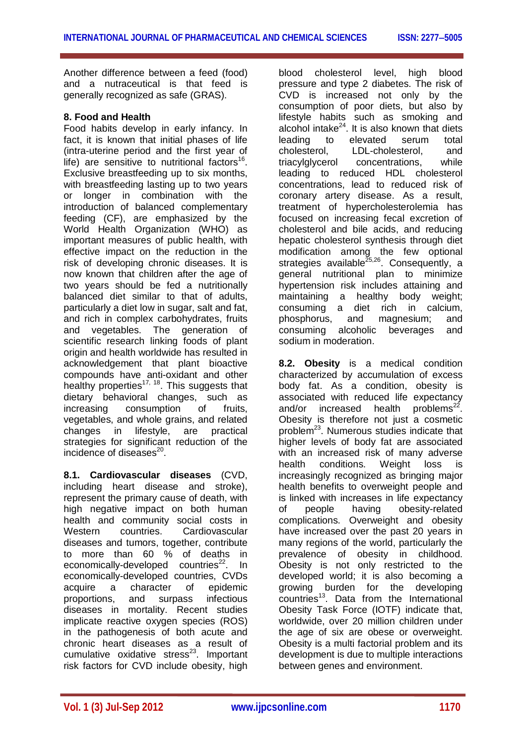Another difference between a feed (food) and a nutraceutical is that feed is generally recognized as safe (GRAS).

## 8. Food and Health

Food habits develop in early infancy. In fact, it is known that initial phases of life (intra-uterine period and the first year of life) are sensitive to nutritional factors[16]. Exclusive breastfeeding up to six months, with breastfeeding lasting up to two years or longer in combination with the introduction of balanced complementary feeding (CF), are emphasized by the World Health Organization (WHO) as important measures of public health, with effective impact on the reduction in the risk of developing chronic diseases. It is now known that children after the age of two years should be fed a nutritionally balanced diet similar to that of adults, particularly a diet low in sugar, salt and fat, and rich in complex carbohydrates, fruits and vegetables. The generation of scientific research linking foods of plant origin and health worldwide has resulted in acknowledgement that plant bioactive compounds have anti-oxidant and other healthy properties[17, 18]. This suggests that dietary behavioral changes, such as increasing consumption of fruits, vegetables, and whole grains, and related changes in lifestyle, are practical strategies for significant reduction of the incidence of diseases[20].

**8.1. Cardiovascular diseases** (CVD, including heart disease and stroke), represent the primary cause of death, with high negative impact on both human health and community social costs in Western countries. Cardiovascular diseases and tumors, together, contribute to more than 60 % of deaths in economically-developed countries[22]. In economically-developed countries, CVDs acquire a character of epidemic proportions, and surpass infectious diseases in mortality. Recent studies implicate reactive oxygen species (ROS) in the pathogenesis of both acute and chronic heart diseases as a result of cumulative oxidative stress[23]. Important risk factors for CVD include obesity, high blood cholesterol level, high blood pressure and type 2 diabetes. The risk of CVD is increased not only by the consumption of poor diets, but also by lifestyle habits such as smoking and alcohol intake[24]. It is also known that diets leading to elevated serum total cholesterol, LDL-cholesterol, and triacylglycerol concentrations, while leading to reduced HDL cholesterol concentrations, lead to reduced risk of coronary artery disease. As a result, treatment of hypercholesterolemia has focused on increasing fecal excretion of cholesterol and bile acids, and reducing hepatic cholesterol synthesis through diet modification among the few optional strategies available[25,26]. Consequently, a general nutritional plan to minimize hypertension risk includes attaining and maintaining a healthy body weight; consuming a diet rich in calcium, phosphorus, and magnesium; and consuming alcoholic beverages and sodium in moderation.

**8.2. Obesity** is a medical condition characterized by accumulation of excess body fat. As a condition, obesity is associated with reduced life expectancy and/or increased health problems[22]. Obesity is therefore not just a cosmetic problem[23]. Numerous studies indicate that higher levels of body fat are associated with an increased risk of many adverse health conditions. Weight loss is increasingly recognized as bringing major health benefits to overweight people and is linked with increases in life expectancy of people having obesity-related complications. Overweight and obesity have increased over the past 20 years in many regions of the world, particularly the prevalence of obesity in childhood. Obesity is not only restricted to the developed world; it is also becoming a growing burden for the developing countries[13]. Data from the International Obesity Task Force (IOTF) indicate that, worldwide, over 20 million children under the age of six are obese or overweight. Obesity is a multi factorial problem and its development is due to multiple interactions between genes and environment.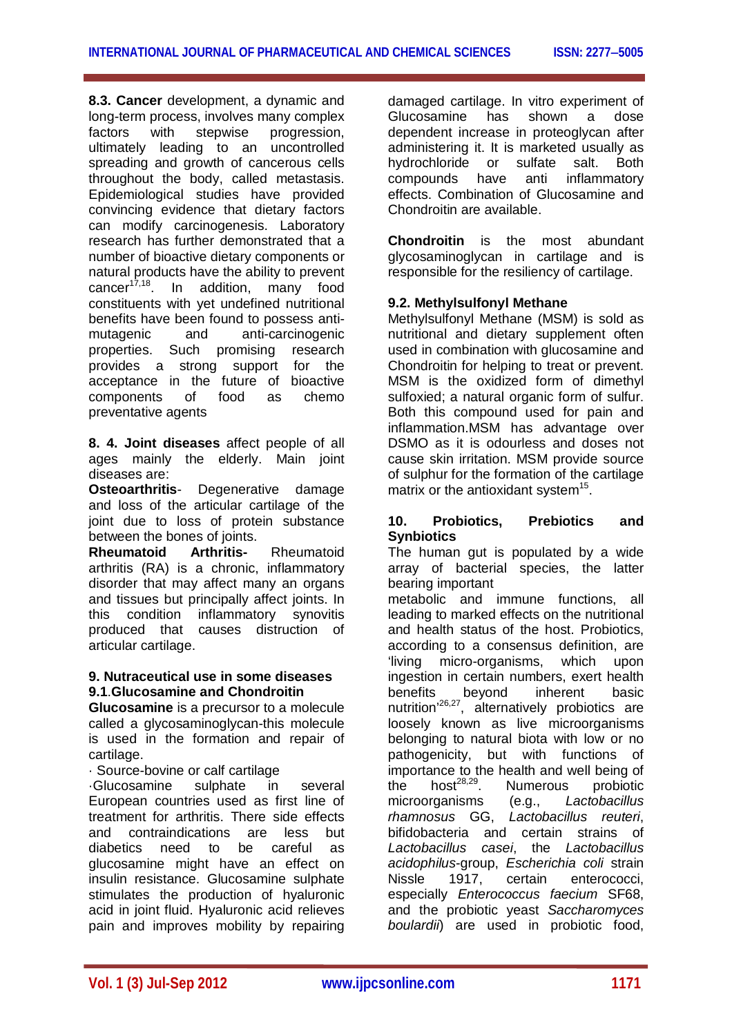**8.3. Cancer** development, a dynamic and long-term process, involves many complex factors with stepwise progression, ultimately leading to an uncontrolled spreading and growth of cancerous cells throughout the body, called metastasis. Epidemiological studies have provided convincing evidence that dietary factors can modify carcinogenesis. Laboratory research has further demonstrated that a number of bioactive dietary components or natural products have the ability to prevent cancer[17,18]. In addition, many food constituents with yet undefined nutritional benefits have been found to possess anti-mutagenic and anti-carcinogenic properties. Such promising research provides a strong support for the acceptance in the future of bioactive components of food as chemo preventative agents

**8. 4. Joint diseases** affect people of all ages mainly the elderly. Main joint diseases are:

**Osteoarthritis**- Degenerative damage and loss of the articular cartilage of the joint due to loss of protein substance between the bones of joints.

**Rheumatoid Arthritis-** Rheumatoid arthritis (RA) is a chronic, inflammatory disorder that may affect many an organs and tissues but principally affect joints. In this condition inflammatory synovitis produced that causes distruction of articular cartilage.

## 9. Nutraceutical use in some diseases

### 9.1.Glucosamine and Chondroitin

**Glucosamine** is a precursor to a molecule called a glycosaminoglycan-this molecule is used in the formation and repair of cartilage.

· Source-bovine or calf cartilage

·Glucosamine sulphate in several European countries used as first line of treatment for arthritis. There side effects and contraindications are less but diabetics need to be careful as glucosamine might have an effect on insulin resistance. Glucosamine sulphate stimulates the production of hyaluronic acid in joint fluid. Hyaluronic acid relieves pain and improves mobility by repairing damaged cartilage. In vitro experiment of Glucosamine has shown a dose dependent increase in proteoglycan after administering it. It is marketed usually as hydrochloride or sulfate salt. Both compounds have anti inflammatory effects. Combination of Glucosamine and Chondroitin are available.

**Chondroitin** is the most abundant glycosaminoglycan in cartilage and is responsible for the resiliency of cartilage.

### 9.2. Methylsulfonyl Methane

Methylsulfonyl Methane (MSM) is sold as nutritional and dietary supplement often used in combination with glucosamine and Chondroitin for helping to treat or prevent. MSM is the oxidized form of dimethyl sulfoxied; a natural organic form of sulfur. Both this compound used for pain and inflammation.MSM has advantage over DSMO as it is odourless and doses not cause skin irritation. MSM provide source of sulphur for the formation of the cartilage matrix or the antioxidant system[15].

## 10. Probiotics, Prebiotics and Synbiotics

The human gut is populated by a wide array of bacterial species, the latter bearing important metabolic and immune functions, all leading to marked effects on the nutritional and health status of the host. Probiotics, according to a consensus definition, are 'living micro-organisms, which upon ingestion in certain numbers, exert health benefits beyond inherent basic nutrition'[26,27], alternatively probiotics are loosely known as live microorganisms belonging to natural biota with low or no pathogenicity, but with functions of importance to the health and well being of the host[28,29]. Numerous probiotic microorganisms (e.g., *Lactobacillus rhamnosus* GG, *Lactobacillus reuteri*, bifidobacteria and certain strains of *Lactobacillus casei*, the *Lactobacillus acidophilus*-group, *Escherichia coli* strain Nissle 1917, certain enterococci, especially *Enterococcus faecium* SF68, and the probiotic yeast *Saccharomyces boulardii*) are used in probiotic food,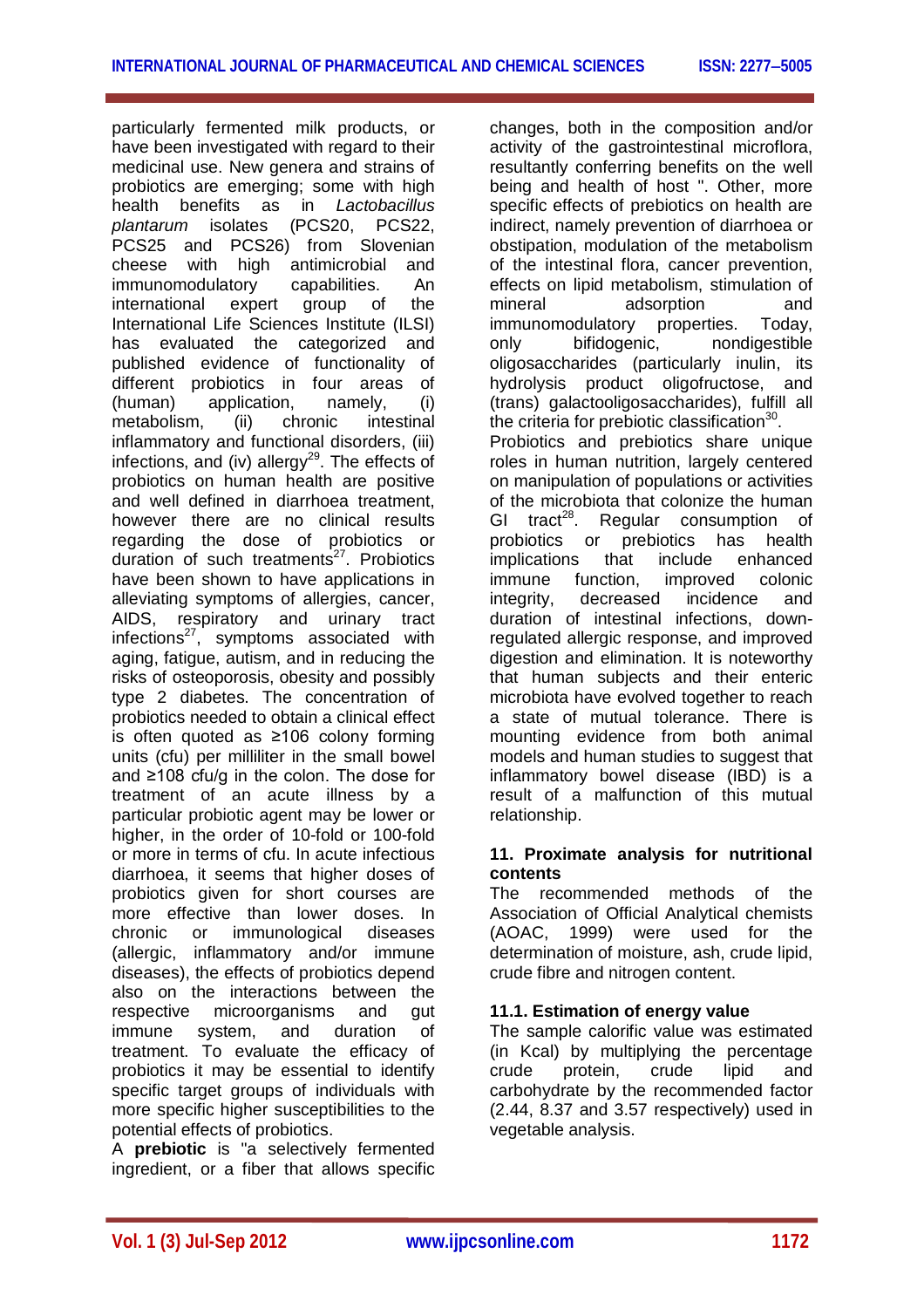particularly fermented milk products, or have been investigated with regard to their medicinal use. New genera and strains of probiotics are emerging; some with high health benefits as in *Lactobacillus plantarum* isolates (PCS20, PCS22, PCS25 and PCS26) from Slovenian cheese with high antimicrobial and immunomodulatory capabilities. An international expert group of the International Life Sciences Institute (ILSI) has evaluated the categorized and published evidence of functionality of different probiotics in four areas of (human) application, namely, (i) metabolism, (ii) chronic intestinal inflammatory and functional disorders, (iii) infections, and (iv) allergy[29]. The effects of probiotics on human health are positive and well defined in diarrhoea treatment, however there are no clinical results regarding the dose of probiotics or duration of such treatments[27]. Probiotics have been shown to have applications in alleviating symptoms of allergies, cancer, AIDS, respiratory and urinary tract infections[27], symptoms associated with aging, fatigue, autism, and in reducing the risks of osteoporosis, obesity and possibly type 2 diabetes. The concentration of probiotics needed to obtain a clinical effect is often quoted as ≥106 colony forming units (cfu) per milliliter in the small bowel and ≥108 cfu/g in the colon. The dose for treatment of an acute illness by a particular probiotic agent may be lower or higher, in the order of 10-fold or 100-fold or more in terms of cfu. In acute infectious diarrhoea, it seems that higher doses of probiotics given for short courses are more effective than lower doses. In chronic or immunological diseases (allergic, inflammatory and/or immune diseases), the effects of probiotics depend also on the interactions between the respective microorganisms and gut immune system, and duration of treatment. To evaluate the efficacy of probiotics it may be essential to identify specific target groups of individuals with more specific higher susceptibilities to the potential effects of probiotics.

A **prebiotic** is "a selectively fermented ingredient, or a fiber that allows specific changes, both in the composition and/or activity of the gastrointestinal microflora, resultantly conferring benefits on the well being and health of host ". Other, more specific effects of prebiotics on health are indirect, namely prevention of diarrhoea or obstipation, modulation of the metabolism of the intestinal flora, cancer prevention, effects on lipid metabolism, stimulation of mineral adsorption and immunomodulatory properties. Today, only bifidogenic, nondigestible oligosaccharides (particularly inulin, its hydrolysis product oligofructose, and (trans) galactooligosaccharides), fulfill all the criteria for prebiotic classification[30].

Probiotics and prebiotics share unique roles in human nutrition, largely centered on manipulation of populations or activities of the microbiota that colonize the human GI tract[28]. Regular consumption of probiotics or prebiotics has health implications that include enhanced immune function, improved colonic integrity, decreased incidence and duration of intestinal infections, down-regulated allergic response, and improved digestion and elimination. It is noteworthy that human subjects and their enteric microbiota have evolved together to reach a state of mutual tolerance. There is mounting evidence from both animal models and human studies to suggest that inflammatory bowel disease (IBD) is a result of a malfunction of this mutual relationship.

## 11. Proximate analysis for nutritional contents

The recommended methods of the Association of Official Analytical chemists (AOAC, 1999) were used for the determination of moisture, ash, crude lipid, crude fibre and nitrogen content.

### 11.1. Estimation of energy value

The sample calorific value was estimated (in Kcal) by multiplying the percentage crude protein, crude lipid and carbohydrate by the recommended factor (2.44, 8.37 and 3.57 respectively) used in vegetable analysis.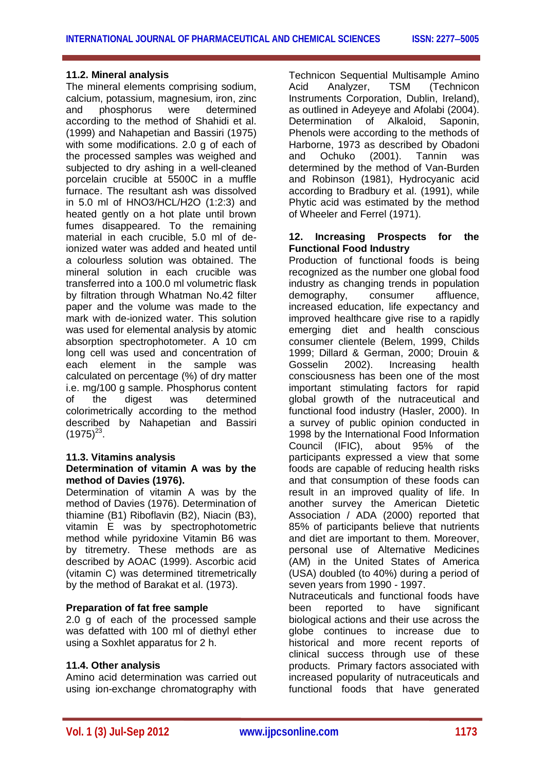### 11.2. Mineral analysis

The mineral elements comprising sodium, calcium, potassium, magnesium, iron, zinc and phosphorus were determined according to the method of Shahidi et al. (1999) and Nahapetian and Bassiri (1975) with some modifications. 2.0 g of each of the processed samples was weighed and subjected to dry ashing in a well-cleaned porcelain crucible at 5500C in a muffle furnace. The resultant ash was dissolved in 5.0 ml of $HNO_3$/HCL/$H_2O$ (1:2:3) and heated gently on a hot plate until brown fumes disappeared. To the remaining material in each crucible, 5.0 ml of de-ionized water was added and heated until a colourless solution was obtained. The mineral solution in each crucible was transferred into a 100.0 ml volumetric flask by filtration through Whatman No.42 filter paper and the volume was made to the mark with de-ionized water. This solution was used for elemental analysis by atomic absorption spectrophotometer. A 10 cm long cell was used and concentration of each element in the sample was calculated on percentage (%) of dry matter i.e. mg/100 g sample. Phosphorus content of the digest was determined colorimetrically according to the method described by Nahapetian and Bassiri (1975)[23].

### 11.3. Vitamins analysis

**Determination of vitamin A was by the method of Davies (1976).**

Determination of vitamin A was by the method of Davies (1976). Determination of thiamine (B1) Riboflavin (B2), Niacin (B3), vitamin E was by spectrophotometric method while pyridoxine Vitamin B6 was by titremetry. These methods are as described by AOAC (1999). Ascorbic acid (vitamin C) was determined titremetrically by the method of Barakat et al. (1973).

**Preparation of fat free sample**

2.0 g of each of the processed sample was defatted with 100 ml of diethyl ether using a Soxhlet apparatus for 2 h.

### 11.4. Other analysis

Amino acid determination was carried out using ion-exchange chromatography with Technicon Sequential Multisample Amino Acid Analyzer, TSM (Technicon Instruments Corporation, Dublin, Ireland), as outlined in Adeyeye and Afolabi (2004). Determination of Alkaloid, Saponin, Phenols were according to the methods of Harborne, 1973 as described by Obadoni and Ochuko (2001). Tannin was determined by the method of Van-Burden and Robinson (1981), Hydrocyanic acid according to Bradbury et al. (1991), while Phytic acid was estimated by the method of Wheeler and Ferrel (1971).

## 12. Increasing Prospects for the Functional Food Industry

Production of functional foods is being recognized as the number one global food industry as changing trends in population demography, consumer affluence, increased education, life expectancy and improved healthcare give rise to a rapidly emerging diet and health conscious consumer clientele (Belem, 1999, Childs 1999; Dillard & German, 2000; Drouin & Gosselin 2002). Increasing health consciousness has been one of the most important stimulating factors for rapid global growth of the nutraceutical and functional food industry (Hasler, 2000). In a survey of public opinion conducted in 1998 by the International Food Information Council (IFIC), about 95% of the participants expressed a view that some foods are capable of reducing health risks and that consumption of these foods can result in an improved quality of life. In another survey the American Dietetic Association / ADA (2000) reported that 85% of participants believe that nutrients and diet are important to them. Moreover, personal use of Alternative Medicines (AM) in the United States of America (USA) doubled (to 40%) during a period of seven years from 1990 - 1997.

Nutraceuticals and functional foods have been reported to have significant biological actions and their use across the globe continues to increase due to historical and more recent reports of clinical success through use of these products. Primary factors associated with increased popularity of nutraceuticals and functional foods that have generated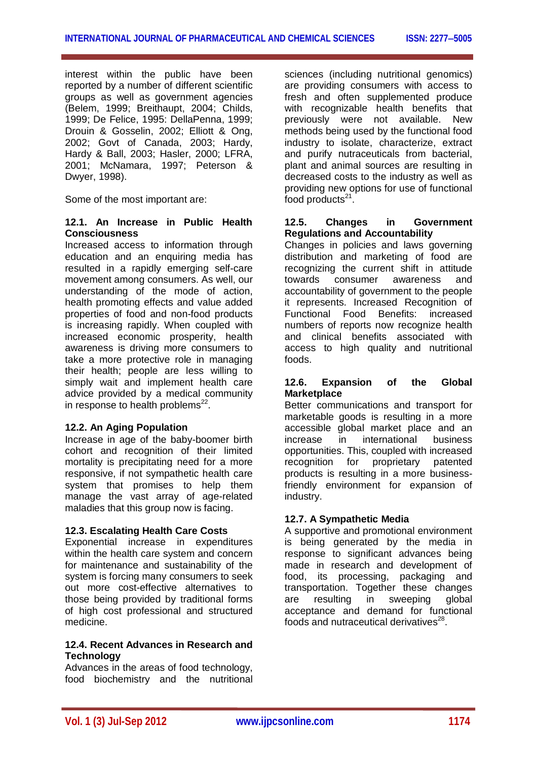interest within the public have been reported by a number of different scientific groups as well as government agencies (Belem, 1999; Breithaupt, 2004; Childs, 1999; De Felice, 1995: DellaPenna, 1999; Drouin & Gosselin, 2002; Elliott & Ong, 2002; Govt of Canada, 2003; Hardy, Hardy & Ball, 2003; Hasler, 2000; LFRA, 2001; McNamara, 1997; Peterson & Dwyer, 1998).

Some of the most important are:

### 12.1. An Increase in Public Health Consciousness

Increased access to information through education and an enquiring media has resulted in a rapidly emerging self-care movement among consumers. As well, our understanding of the mode of action, health promoting effects and value added properties of food and non-food products is increasing rapidly. When coupled with increased economic prosperity, health awareness is driving more consumers to take a more protective role in managing their health; people are less willing to simply wait and implement health care advice provided by a medical community in response to health problems[22].

### 12.2. An Aging Population

Increase in age of the baby-boomer birth cohort and recognition of their limited mortality is precipitating need for a more responsive, if not sympathetic health care system that promises to help them manage the vast array of age-related maladies that this group now is facing.

### 12.3. Escalating Health Care Costs

Exponential increase in expenditures within the health care system and concern for maintenance and sustainability of the system is forcing many consumers to seek out more cost-effective alternatives to those being provided by traditional forms of high cost professional and structured medicine.

### 12.4. Recent Advances in Research and Technology

Advances in the areas of food technology, food biochemistry and the nutritional sciences (including nutritional genomics) are providing consumers with access to fresh and often supplemented produce with recognizable health benefits that previously were not available. New methods being used by the functional food industry to isolate, characterize, extract and purify nutraceuticals from bacterial, plant and animal sources are resulting in decreased costs to the industry as well as providing new options for use of functional food products[21].

### 12.5. Changes in Government Regulations and Accountability

Changes in policies and laws governing distribution and marketing of food are recognizing the current shift in attitude towards consumer awareness and accountability of government to the people it represents. Increased Recognition of Functional Food Benefits: increased numbers of reports now recognize health and clinical benefits associated with access to high quality and nutritional foods.

### 12.6. Expansion of the Global Marketplace

Better communications and transport for marketable goods is resulting in a more accessible global market place and an increase in international business opportunities. This, coupled with increased recognition for proprietary patented products is resulting in a more business-friendly environment for expansion of industry.

### 12.7. A Sympathetic Media

A supportive and promotional environment is being generated by the media in response to significant advances being made in research and development of food, its processing, packaging and transportation. Together these changes are resulting in sweeping global acceptance and demand for functional foods and nutraceutical derivatives[28].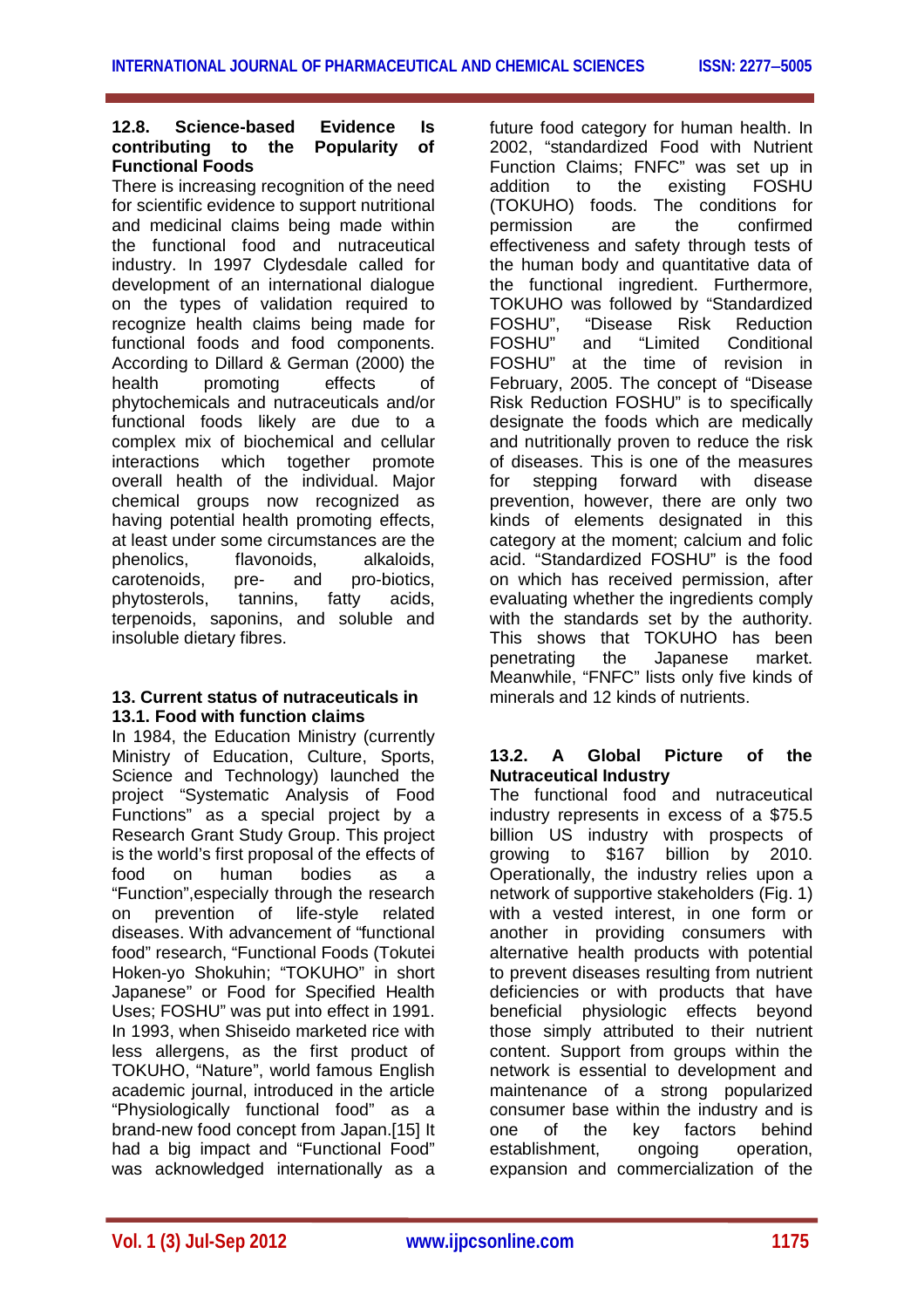### 12.8. Science-based Evidence Is contributing to the Popularity of Functional Foods

There is increasing recognition of the need for scientific evidence to support nutritional and medicinal claims being made within the functional food and nutraceutical industry. In 1997 Clydesdale called for development of an international dialogue on the types of validation required to recognize health claims being made for functional foods and food components. According to Dillard & German (2000) the health promoting effects of phytochemicals and nutraceuticals and/or functional foods likely are due to a complex mix of biochemical and cellular interactions which together promote overall health of the individual. Major chemical groups now recognized as having potential health promoting effects, at least under some circumstances are the phenolics, flavonoids, alkaloids, carotenoids, pre- and pro-biotics, phytosterols, tannins, fatty acids, terpenoids, saponins, and soluble and insoluble dietary fibres.

## 13. Current status of nutraceuticals in

### 13.1. Food with function claims

In 1984, the Education Ministry (currently Ministry of Education, Culture, Sports, Science and Technology) launched the project "Systematic Analysis of Food Functions" as a special project by a Research Grant Study Group. This project is the world's first proposal of the effects of food on human bodies as a "Function",especially through the research on prevention of life-style related diseases. With advancement of "functional food" research, "Functional Foods (Tokutei Hoken-yo Shokuhin; "TOKUHO" in short Japanese" or Food for Specified Health Uses; FOSHU" was put into effect in 1991. In 1993, when Shiseido marketed rice with less allergens, as the first product of TOKUHO, "Nature", world famous English academic journal, introduced in the article "Physiologically functional food" as a brand-new food concept from Japan.[15] It had a big impact and "Functional Food" was acknowledged internationally as a future food category for human health. In 2002, "standardized Food with Nutrient Function Claims; FNFC" was set up in addition to the existing FOSHU (TOKUHO) foods. The conditions for permission are the confirmed effectiveness and safety through tests of the human body and quantitative data of the functional ingredient. Furthermore, TOKUHO was followed by "Standardized FOSHU", "Disease Risk Reduction FOSHU" and "Limited Conditional FOSHU" at the time of revision in February, 2005. The concept of "Disease Risk Reduction FOSHU" is to specifically designate the foods which are medically and nutritionally proven to reduce the risk of diseases. This is one of the measures for stepping forward with disease prevention, however, there are only two kinds of elements designated in this category at the moment; calcium and folic acid. "Standardized FOSHU" is the food on which has received permission, after evaluating whether the ingredients comply with the standards set by the authority. This shows that TOKUHO has been penetrating the Japanese market. Meanwhile, "FNFC" lists only five kinds of minerals and 12 kinds of nutrients.

### 13.2. A Global Picture of the Nutraceutical Industry

The functional food and nutraceutical industry represents in excess of a $75.5 billion US industry with prospects of growing to $167 billion by 2010. Operationally, the industry relies upon a network of supportive stakeholders (Fig. 1) with a vested interest, in one form or another in providing consumers with alternative health products with potential to prevent diseases resulting from nutrient deficiencies or with products that have beneficial physiologic effects beyond those simply attributed to their nutrient content. Support from groups within the network is essential to development and maintenance of a strong popularized consumer base within the industry and is one of the key factors behind establishment, ongoing operation, expansion and commercialization of the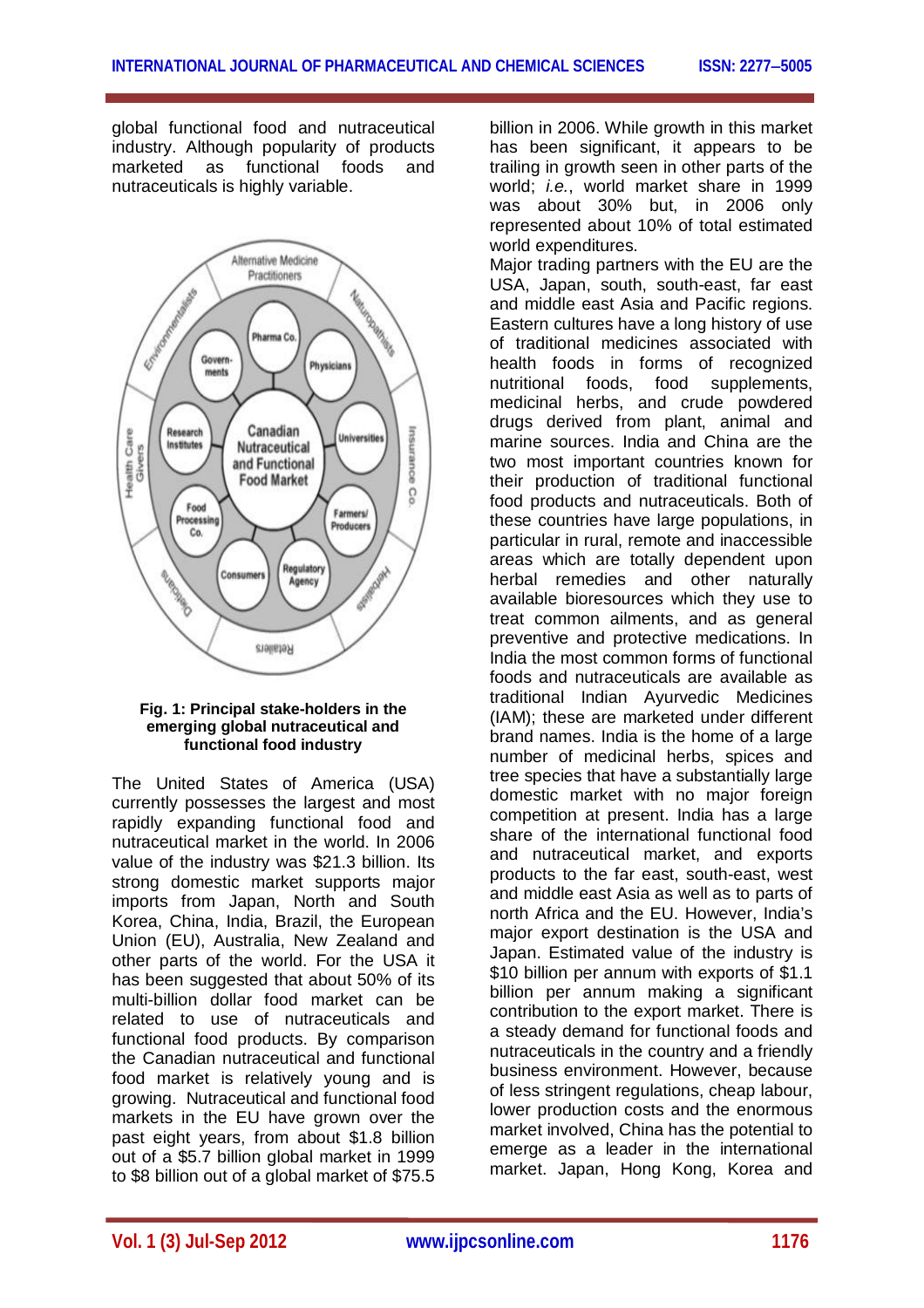global functional food and nutraceutical industry. Although popularity of products marketed as functional foods and nutraceuticals is highly variable.

**Fig. 1: Principal stake-holders in the emerging global nutraceutical and functional food industry**

The United States of America (USA) currently possesses the largest and most rapidly expanding functional food and nutraceutical market in the world. In 2006 value of the industry was $21.3 billion. Its strong domestic market supports major imports from Japan, North and South Korea, China, India, Brazil, the European Union (EU), Australia, New Zealand and other parts of the world. For the USA it has been suggested that about 50% of its multi-billion dollar food market can be related to use of nutraceuticals and functional food products. By comparison the Canadian nutraceutical and functional food market is relatively young and is growing. Nutraceutical and functional food markets in the EU have grown over the past eight years, from about $1.8 billion out of a $5.7 billion global market in 1999 to $8 billion out of a global market of $75.5 billion in 2006. While growth in this market has been significant, it appears to be trailing in growth seen in other parts of the world; *i.e.*, world market share in 1999 was about 30% but, in 2006 only represented about 10% of total estimated world expenditures.

Major trading partners with the EU are the USA, Japan, south, south-east, far east and middle east Asia and Pacific regions. Eastern cultures have a long history of use of traditional medicines associated with health foods in forms of recognized nutritional foods, food supplements, medicinal herbs, and crude powdered drugs derived from plant, animal and marine sources. India and China are the two most important countries known for their production of traditional functional food products and nutraceuticals. Both of these countries have large populations, in particular in rural, remote and inaccessible areas which are totally dependent upon herbal remedies and other naturally available bioresources which they use to treat common ailments, and as general preventive and protective medications. In India the most common forms of functional foods and nutraceuticals are available as traditional Indian Ayurvedic Medicines (IAM); these are marketed under different brand names. India is the home of a large number of medicinal herbs, spices and tree species that have a substantially large domestic market with no major foreign competition at present. India has a large share of the international functional food and nutraceutical market, and exports products to the far east, south-east, west and middle east Asia as well as to parts of north Africa and the EU. However, India's major export destination is the USA and Japan. Estimated value of the industry is $10 billion per annum with exports of $1.1 billion per annum making a significant contribution to the export market. There is a steady demand for functional foods and nutraceuticals in the country and a friendly business environment. However, because of less stringent regulations, cheap labour, lower production costs and the enormous market involved, China has the potential to emerge as a leader in the international market. Japan, Hong Kong, Korea and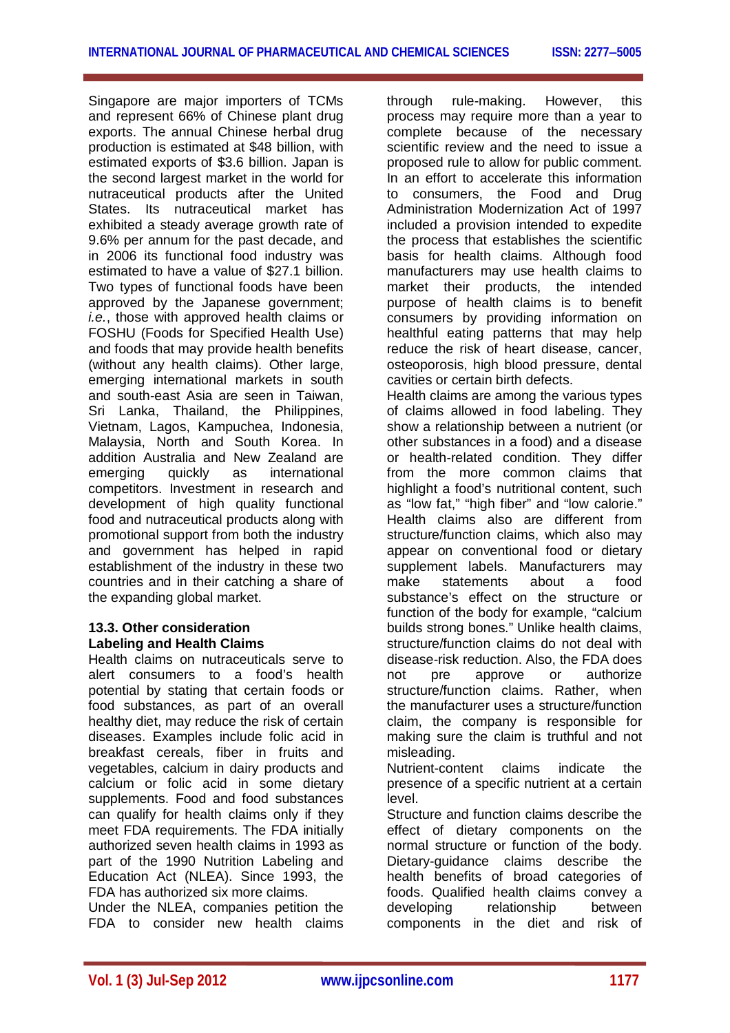Singapore are major importers of TCMs and represent 66% of Chinese plant drug exports. The annual Chinese herbal drug production is estimated at $48 billion, with estimated exports of $3.6 billion. Japan is the second largest market in the world for nutraceutical products after the United States. Its nutraceutical market has exhibited a steady average growth rate of 9.6% per annum for the past decade, and in 2006 its functional food industry was estimated to have a value of $27.1 billion. Two types of functional foods have been approved by the Japanese government; *i.e.*, those with approved health claims or FOSHU (Foods for Specified Health Use) and foods that may provide health benefits (without any health claims). Other large, emerging international markets in south and south-east Asia are seen in Taiwan, Sri Lanka, Thailand, the Philippines, Vietnam, Lagos, Kampuchea, Indonesia, Malaysia, North and South Korea. In addition Australia and New Zealand are emerging quickly as international competitors. Investment in research and development of high quality functional food and nutraceutical products along with promotional support from both the industry and government has helped in rapid establishment of the industry in these two countries and in their catching a share of the expanding global market.

### 13.3. Other consideration

**Labeling and Health Claims**

Health claims on nutraceuticals serve to alert consumers to a food's health potential by stating that certain foods or food substances, as part of an overall healthy diet, may reduce the risk of certain diseases. Examples include folic acid in breakfast cereals, fiber in fruits and vegetables, calcium in dairy products and calcium or folic acid in some dietary supplements. Food and food substances can qualify for health claims only if they meet FDA requirements. The FDA initially authorized seven health claims in 1993 as part of the 1990 Nutrition Labeling and Education Act (NLEA). Since 1993, the FDA has authorized six more claims.

Under the NLEA, companies petition the FDA to consider new health claims through rule-making. However, this process may require more than a year to complete because of the necessary scientific review and the need to issue a proposed rule to allow for public comment. In an effort to accelerate this information to consumers, the Food and Drug Administration Modernization Act of 1997 included a provision intended to expedite the process that establishes the scientific basis for health claims. Although food manufacturers may use health claims to market their products, the intended purpose of health claims is to benefit consumers by providing information on healthful eating patterns that may help reduce the risk of heart disease, cancer, osteoporosis, high blood pressure, dental cavities or certain birth defects.

Health claims are among the various types of claims allowed in food labeling. They show a relationship between a nutrient (or other substances in a food) and a disease or health-related condition. They differ from the more common claims that highlight a food's nutritional content, such as "low fat," "high fiber" and "low calorie." Health claims also are different from structure/function claims, which also may appear on conventional food or dietary supplement labels. Manufacturers may make statements about a food substance's effect on the structure or function of the body for example, "calcium builds strong bones." Unlike health claims, structure/function claims do not deal with disease-risk reduction. Also, the FDA does not pre approve or authorize structure/function claims. Rather, when the manufacturer uses a structure/function claim, the company is responsible for making sure the claim is truthful and not misleading.

Nutrient-content claims indicate the presence of a specific nutrient at a certain level.

Structure and function claims describe the effect of dietary components on the normal structure or function of the body. Dietary-guidance claims describe the health benefits of broad categories of foods. Qualified health claims convey a developing relationship between components in the diet and risk of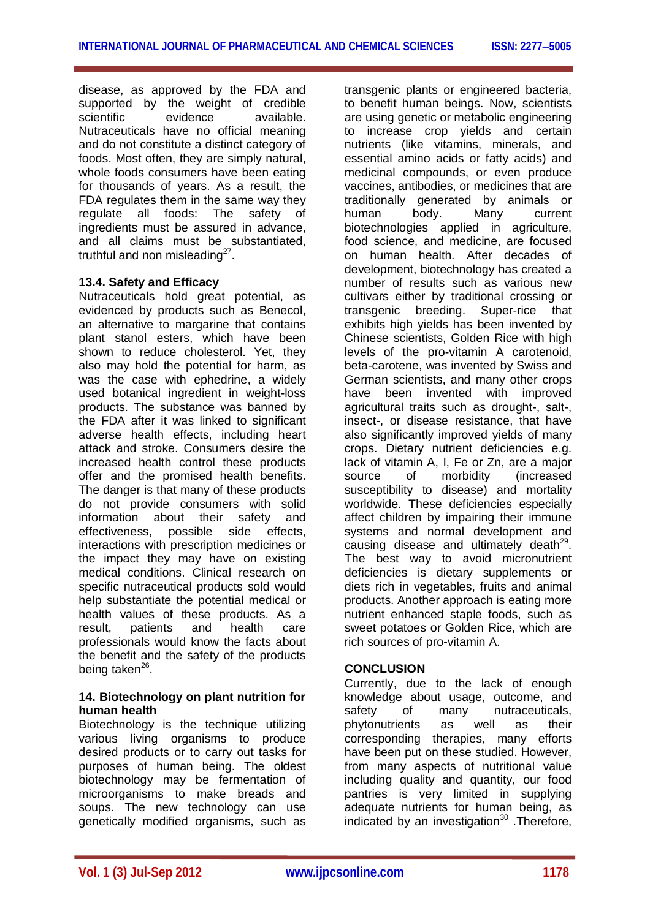disease, as approved by the FDA and supported by the weight of credible scientific evidence available. Nutraceuticals have no official meaning and do not constitute a distinct category of foods. Most often, they are simply natural, whole foods consumers have been eating for thousands of years. As a result, the FDA regulates them in the same way they regulate all foods: The safety of ingredients must be assured in advance, and all claims must be substantiated, truthful and non misleading[27].

### 13.4. Safety and Efficacy

Nutraceuticals hold great potential, as evidenced by products such as Benecol, an alternative to margarine that contains plant stanol esters, which have been shown to reduce cholesterol. Yet, they also may hold the potential for harm, as was the case with ephedrine, a widely used botanical ingredient in weight-loss products. The substance was banned by the FDA after it was linked to significant adverse health effects, including heart attack and stroke. Consumers desire the increased health control these products offer and the promised health benefits. The danger is that many of these products do not provide consumers with solid information about their safety and effectiveness, possible side effects, interactions with prescription medicines or the impact they may have on existing medical conditions. Clinical research on specific nutraceutical products sold would help substantiate the potential medical or health values of these products. As a result, patients and health care professionals would know the facts about the benefit and the safety of the products being taken[26].

## 14. Biotechnology on plant nutrition for human health

Biotechnology is the technique utilizing various living organisms to produce desired products or to carry out tasks for purposes of human being. The oldest biotechnology may be fermentation of microorganisms to make breads and soups. The new technology can use genetically modified organisms, such as transgenic plants or engineered bacteria, to benefit human beings. Now, scientists are using genetic or metabolic engineering to increase crop yields and certain nutrients (like vitamins, minerals, and essential amino acids or fatty acids) and medicinal compounds, or even produce vaccines, antibodies, or medicines that are traditionally generated by animals or human body. Many current biotechnologies applied in agriculture, food science, and medicine, are focused on human health. After decades of development, biotechnology has created a number of results such as various new cultivars either by traditional crossing or transgenic breeding. Super-rice that exhibits high yields has been invented by Chinese scientists, Golden Rice with high levels of the pro-vitamin A carotenoid, beta-carotene, was invented by Swiss and German scientists, and many other crops have been invented with improved agricultural traits such as drought-, salt-, insect-, or disease resistance, that have also significantly improved yields of many crops. Dietary nutrient deficiencies e.g. lack of vitamin A, I, Fe or Zn, are a major source of morbidity (increased susceptibility to disease) and mortality worldwide. These deficiencies especially affect children by impairing their immune systems and normal development and causing disease and ultimately death[29]. The best way to avoid micronutrient deficiencies is dietary supplements or diets rich in vegetables, fruits and animal products. Another approach is eating more nutrient enhanced staple foods, such as sweet potatoes or Golden Rice, which are rich sources of pro-vitamin A.

## CONCLUSION

Currently, due to the lack of enough knowledge about usage, outcome, and safety of many nutraceuticals, phytonutrients as well as their corresponding therapies, many efforts have been put on these studied. However, from many aspects of nutritional value including quality and quantity, our food pantries is very limited in supplying adequate nutrients for human being, as indicated by an investigation[30] .Therefore,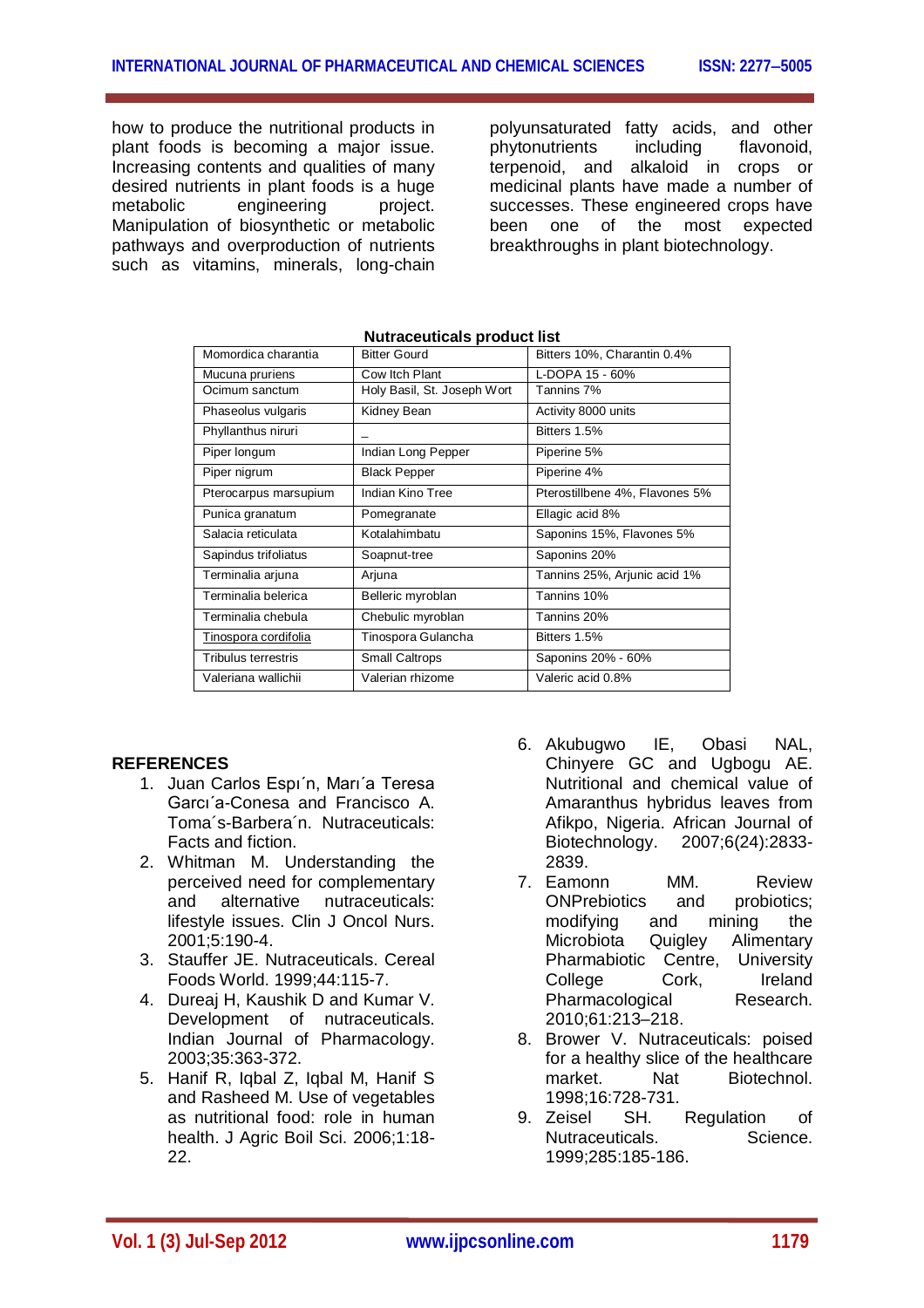how to produce the nutritional products in plant foods is becoming a major issue. Increasing contents and qualities of many desired nutrients in plant foods is a huge metabolic engineering project. Manipulation of biosynthetic or metabolic pathways and overproduction of nutrients such as vitamins, minerals, long-chain polyunsaturated fatty acids, and other phytonutrients including flavonoid, terpenoid, and alkaloid in crops or medicinal plants have made a number of successes. These engineered crops have been one of the most expected breakthroughs in plant biotechnology.

**Nutraceuticals product list**

| Momordica charantia | Bitter Gourd | Bitters 10%, Charantin 0.4% |
|---|---|---|
| Mucuna pruriens | Cow Itch Plant | L-DOPA 15 - 60% |
| Ocimum sanctum | Holy Basil, St. Joseph Wort | Tannins 7% |
| Phaseolus vulgaris | Kidney Bean | Activity 8000 units |
| Phyllanthus niruri | _ | Bitters 1.5% |
| Piper longum | Indian Long Pepper | Piperine 5% |
| Piper nigrum | Black Pepper | Piperine 4% |
| Pterocarpus marsupium | Indian Kino Tree | Pterostillbene 4%, Flavones 5% |
| Punica granatum | Pomegranate | Ellagic acid 8% |
| Salacia reticulata | Kotalahimbatu | Saponins 15%, Flavones 5% |
| Sapindus trifoliatus | Soapnut-tree | Saponins 20% |
| Terminalia arjuna | Arjuna | Tannins 25%, Arjunic acid 1% |
| Terminalia belerica | Belleric myroblan | Tannins 10% |
| Terminalia chebula | Chebulic myroblan | Tannins 20% |
| Tinospora cordifolia | Tinospora Gulancha | Bitters 1.5% |
| Tribulus terrestris | Small Caltrops | Saponins 20% - 60% |
| Valeriana wallichii | Valerian rhizome | Valeric acid 0.8% |

## REFERENCES

1. Juan Carlos Espı´n, Marı´a Teresa Garcı´a-Conesa and Francisco A. Toma´s-Barbera´n. Nutraceuticals: Facts and fiction.
2. Whitman M. Understanding the perceived need for complementary and alternative nutraceuticals: lifestyle issues. Clin J Oncol Nurs. 2001;5:190-4.
3. Stauffer JE. Nutraceuticals. Cereal Foods World. 1999;44:115-7.
4. Dureaj H, Kaushik D and Kumar V. Development of nutraceuticals. Indian Journal of Pharmacology. 2003;35:363-372.
5. Hanif R, Iqbal Z, Iqbal M, Hanif S and Rasheed M. Use of vegetables as nutritional food: role in human health. J Agric Boil Sci. 2006;1:18-22.
6. Akubugwo IE, Obasi NAL, Chinyere GC and Ugbogu AE. Nutritional and chemical value of Amaranthus hybridus leaves from Afikpo, Nigeria. African Journal of Biotechnology. 2007;6(24):2833-2839.
7. Eamonn MM. Review ONPrebiotics and probiotics; modifying and mining the Microbiota Quigley Alimentary Pharmabiotic Centre, University College Cork, Ireland Pharmacological Research. 2010;61:213–218.
8. Brower V. Nutraceuticals: poised for a healthy slice of the healthcare market. Nat Biotechnol. 1998;16:728-731.
9. Zeisel SH. Regulation of Nutraceuticals. Science. 1999;285:185-186.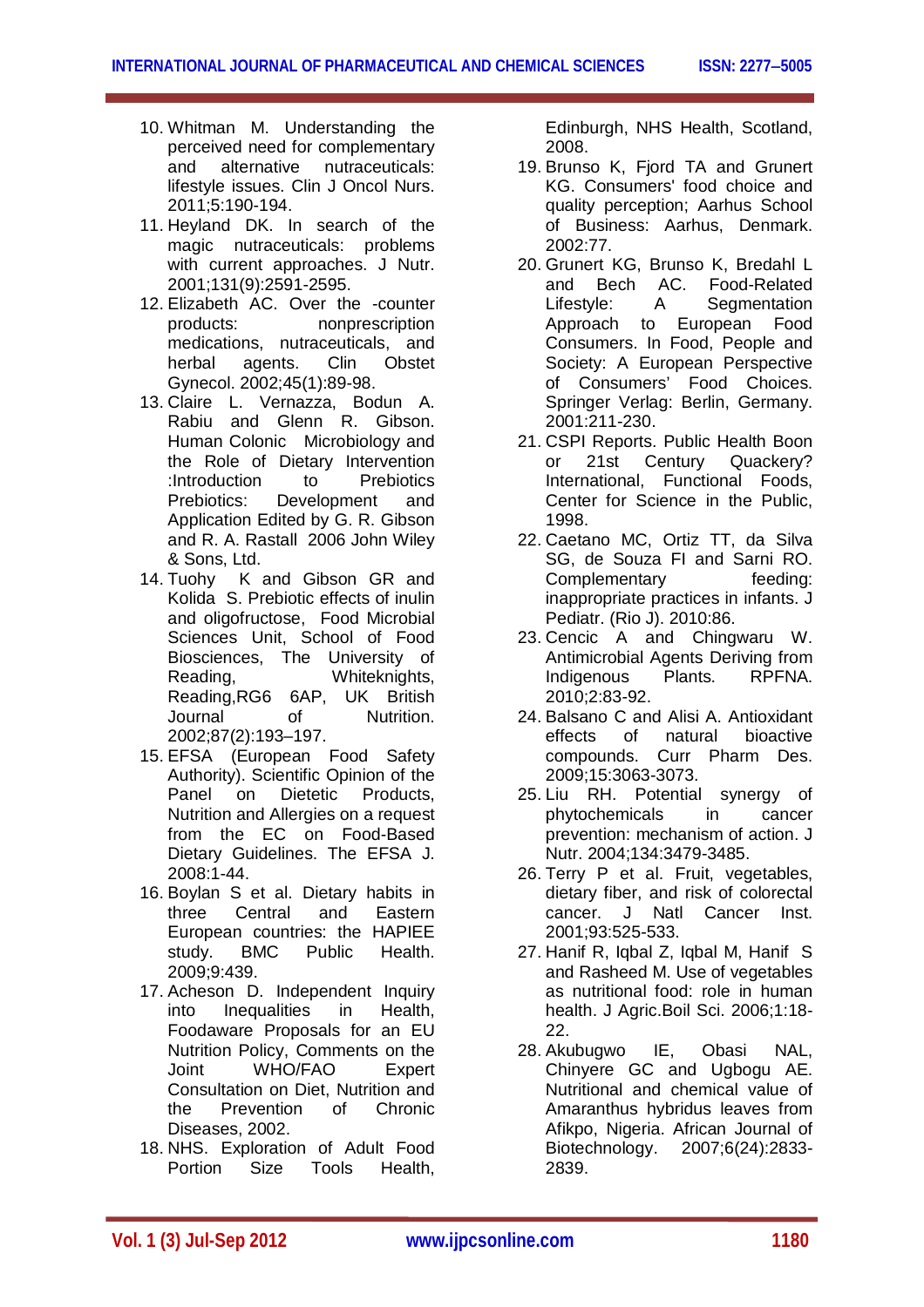10. Whitman M. Understanding the perceived need for complementary and alternative nutraceuticals: lifestyle issues. Clin J Oncol Nurs. 2011;5:190-194.
11. Heyland DK. In search of the magic nutraceuticals: problems with current approaches. J Nutr. 2001;131(9):2591-2595.
12. Elizabeth AC. Over the -counter products: nonprescription medications, nutraceuticals, and herbal agents. Clin Obstet Gynecol. 2002;45(1):89-98.
13. Claire L. Vernazza, Bodun A. Rabiu and Glenn R. Gibson. Human Colonic Microbiology and the Role of Dietary Intervention :Introduction to Prebiotics Prebiotics: Development and Application Edited by G. R. Gibson and R. A. Rastall 2006 John Wiley & Sons, Ltd.
14. Tuohy K and Gibson GR and Kolida S. Prebiotic effects of inulin and oligofructose, Food Microbial Sciences Unit, School of Food Biosciences, The University of Reading, Whiteknights, Reading,RG6 6AP, UK British Journal of Nutrition. 2002;87(2):193–197.
15. EFSA (European Food Safety Authority). Scientific Opinion of the Panel on Dietetic Products, Nutrition and Allergies on a request from the EC on Food-Based Dietary Guidelines. The EFSA J. 2008:1-44.
16. Boylan S et al. Dietary habits in three Central and Eastern European countries: the HAPIEE study. BMC Public Health. 2009;9:439.
17. Acheson D. Independent Inquiry into Inequalities in Health, Foodaware Proposals for an EU Nutrition Policy, Comments on the Joint WHO/FAO Expert Consultation on Diet, Nutrition and the Prevention of Chronic Diseases, 2002.
18. NHS. Exploration of Adult Food Portion Size Tools Health, Edinburgh, NHS Health, Scotland, 2008.
19. Brunso K, Fjord TA and Grunert KG. Consumers' food choice and quality perception; Aarhus School of Business: Aarhus, Denmark. 2002:77.
20. Grunert KG, Brunso K, Bredahl L and Bech AC. Food-Related Lifestyle: A Segmentation Approach to European Food Consumers. In Food, People and Society: A European Perspective of Consumers' Food Choices. Springer Verlag: Berlin, Germany. 2001:211-230.
21. CSPI Reports. Public Health Boon or 21st Century Quackery? International, Functional Foods, Center for Science in the Public, 1998.
22. Caetano MC, Ortiz TT, da Silva SG, de Souza FI and Sarni RO. Complementary feeding: inappropriate practices in infants. J Pediatr. (Rio J). 2010:86.
23. Cencic A and Chingwaru W. Antimicrobial Agents Deriving from Indigenous Plants. RPFNA. 2010;2:83-92.
24. Balsano C and Alisi A. Antioxidant effects of natural bioactive compounds. Curr Pharm Des. 2009;15:3063-3073.
25. Liu RH. Potential synergy of phytochemicals in cancer prevention: mechanism of action. J Nutr. 2004;134:3479-3485.
26. Terry P et al. Fruit, vegetables, dietary fiber, and risk of colorectal cancer. J Natl Cancer Inst. 2001;93:525-533.
27. Hanif R, Iqbal Z, Iqbal M, Hanif S and Rasheed M. Use of vegetables as nutritional food: role in human health. J Agric.Boil Sci. 2006;1:18-22.
28. Akubugwo IE, Obasi NAL, Chinyere GC and Ugbogu AE. Nutritional and chemical value of Amaranthus hybridus leaves from Afikpo, Nigeria. African Journal of Biotechnology. 2007;6(24):2833-2839.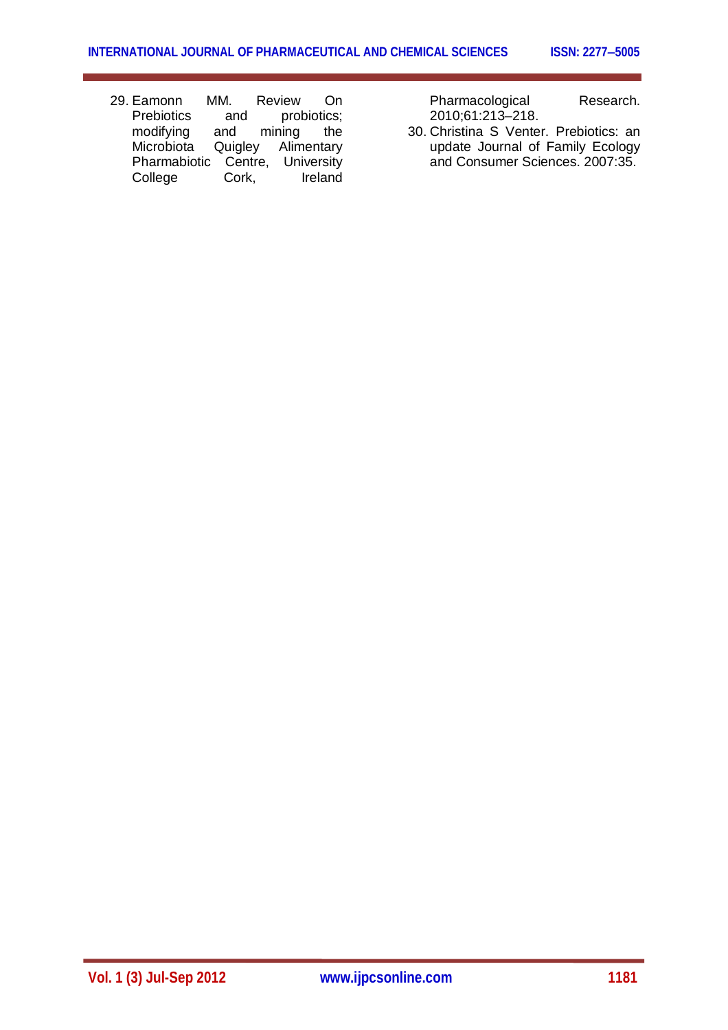29. Eamonn MM. Review On Prebiotics and probiotics; modifying and mining the Microbiota Quigley Alimentary Pharmabiotic Centre, University College Cork, Ireland Pharmacological Research. 2010;61:213–218.
30. Christina S Venter. Prebiotics: an update Journal of Family Ecology and Consumer Sciences. 2007:35.